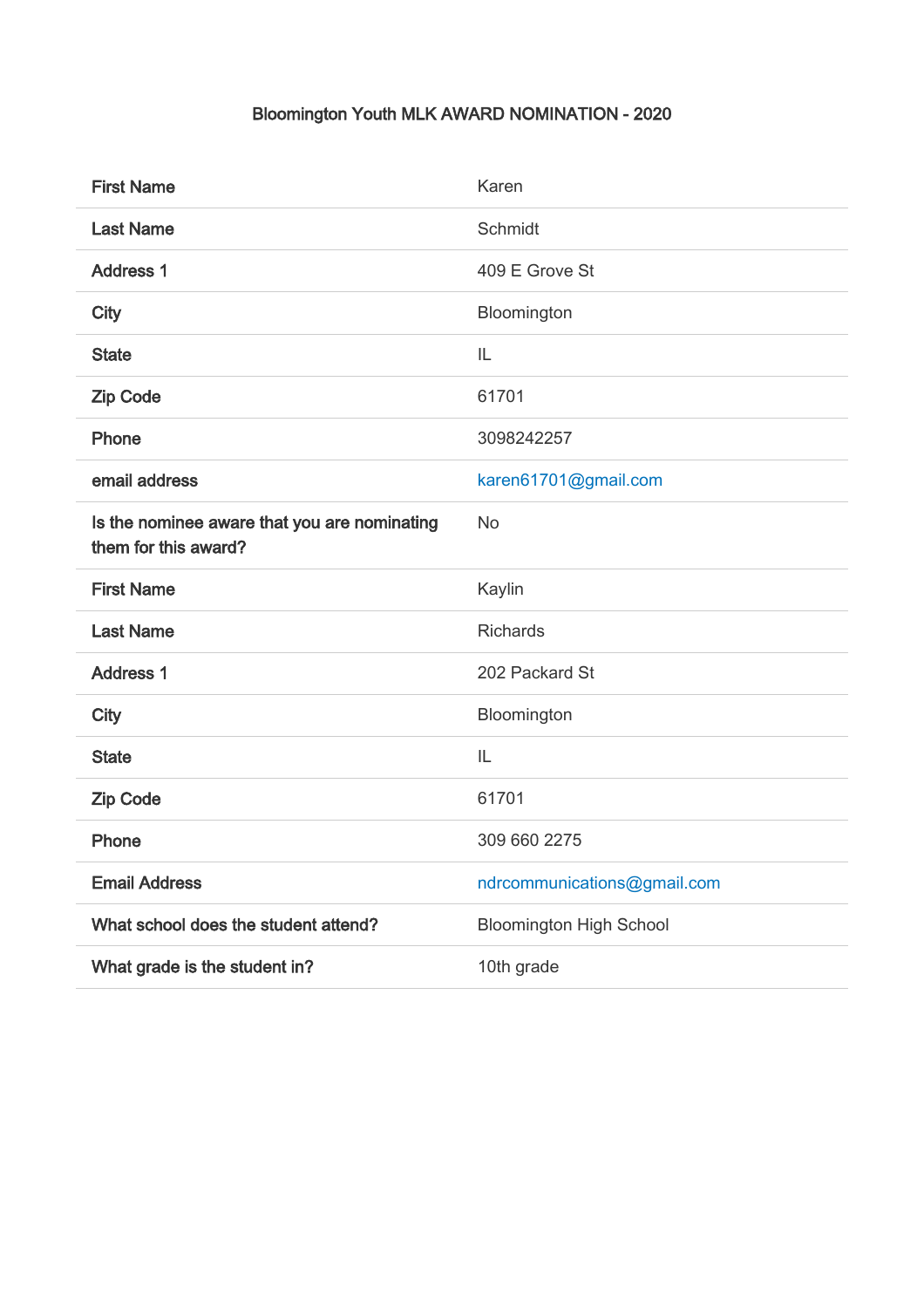# Bloomington Youth MLK AWARD NOMINATION - 2020

| | |
|---|---|
| First Name | Karen |
| Last Name | Schmidt |
| Address 1 | 409 E Grove St |
| City | Bloomington |
| State | IL |
| Zip Code | 61701 |
| Phone | 3098242257 |
| email address | karen61701@gmail.com |
| Is the nominee aware that you are nominating them for this award? | No |
| First Name | Kaylin |
| Last Name | Richards |
| Address 1 | 202 Packard St |
| City | Bloomington |
| State | IL |
| Zip Code | 61701 |
| Phone | 309 660 2275 |
| Email Address | ndrcommunications@gmail.com |
| What school does the student attend? | Bloomington High School |
| What grade is the student in? | 10th grade |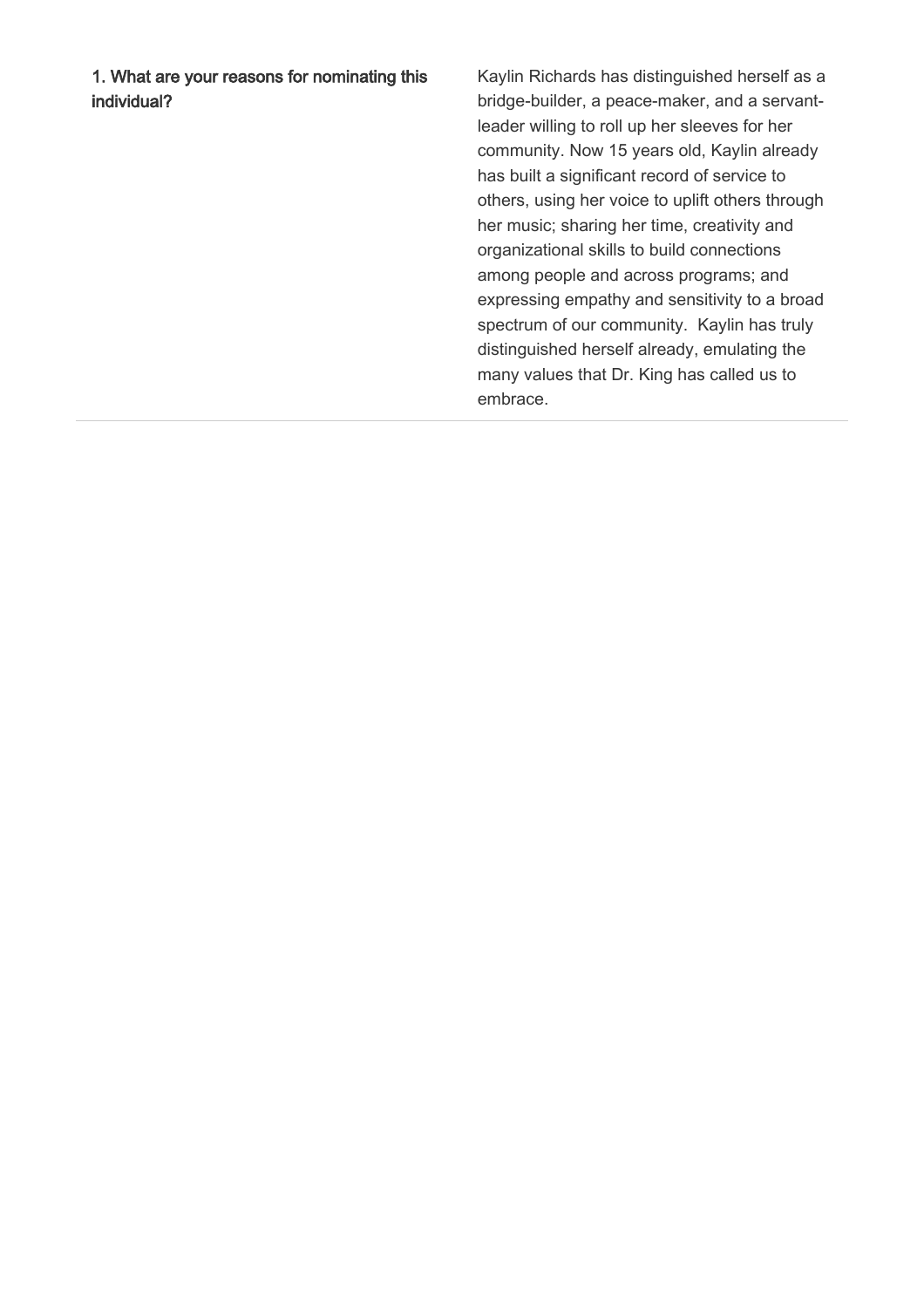| **1. What are your reasons for nominating this individual?** | Kaylin Richards has distinguished herself as a bridge-builder, a peace-maker, and a servant-leader willing to roll up her sleeves for her community. Now 15 years old, Kaylin already has built a significant record of service to others, using her voice to uplift others through her music; sharing her time, creativity and organizational skills to build connections among people and across programs; and expressing empathy and sensitivity to a broad spectrum of our community.  Kaylin has truly distinguished herself already, emulating the many values that Dr. King has called us to embrace. |
|---|---|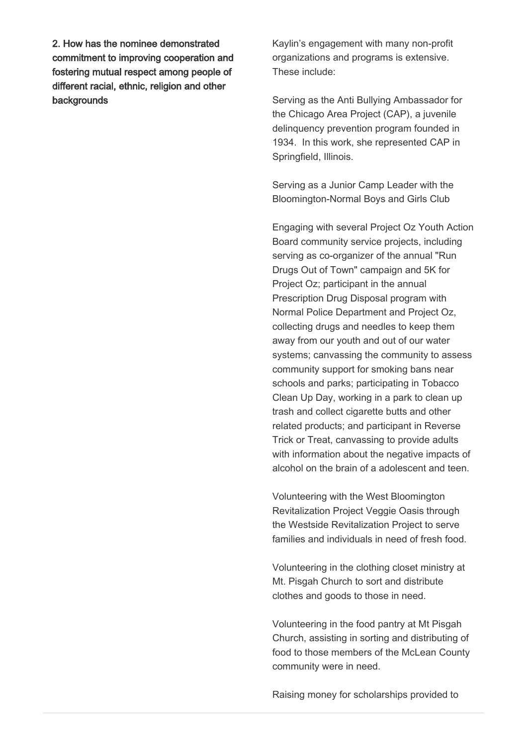**2. How has the nominee demonstrated commitment to improving cooperation and fostering mutual respect among people of different racial, ethnic, religion and other backgrounds**

Kaylin's engagement with many non-profit organizations and programs is extensive. These include:

Serving as the Anti Bullying Ambassador for the Chicago Area Project (CAP), a juvenile delinquency prevention program founded in 1934. In this work, she represented CAP in Springfield, Illinois.

Serving as a Junior Camp Leader with the Bloomington-Normal Boys and Girls Club

Engaging with several Project Oz Youth Action Board community service projects, including serving as co-organizer of the annual "Run Drugs Out of Town" campaign and 5K for Project Oz; participant in the annual Prescription Drug Disposal program with Normal Police Department and Project Oz, collecting drugs and needles to keep them away from our youth and out of our water systems; canvassing the community to assess community support for smoking bans near schools and parks; participating in Tobacco Clean Up Day, working in a park to clean up trash and collect cigarette butts and other related products; and participant in Reverse Trick or Treat, canvassing to provide adults with information about the negative impacts of alcohol on the brain of a adolescent and teen.

Volunteering with the West Bloomington Revitalization Project Veggie Oasis through the Westside Revitalization Project to serve families and individuals in need of fresh food.

Volunteering in the clothing closet ministry at Mt. Pisgah Church to sort and distribute clothes and goods to those in need.

Volunteering in the food pantry at Mt Pisgah Church, assisting in sorting and distributing of food to those members of the McLean County community were in need.

Raising money for scholarships provided to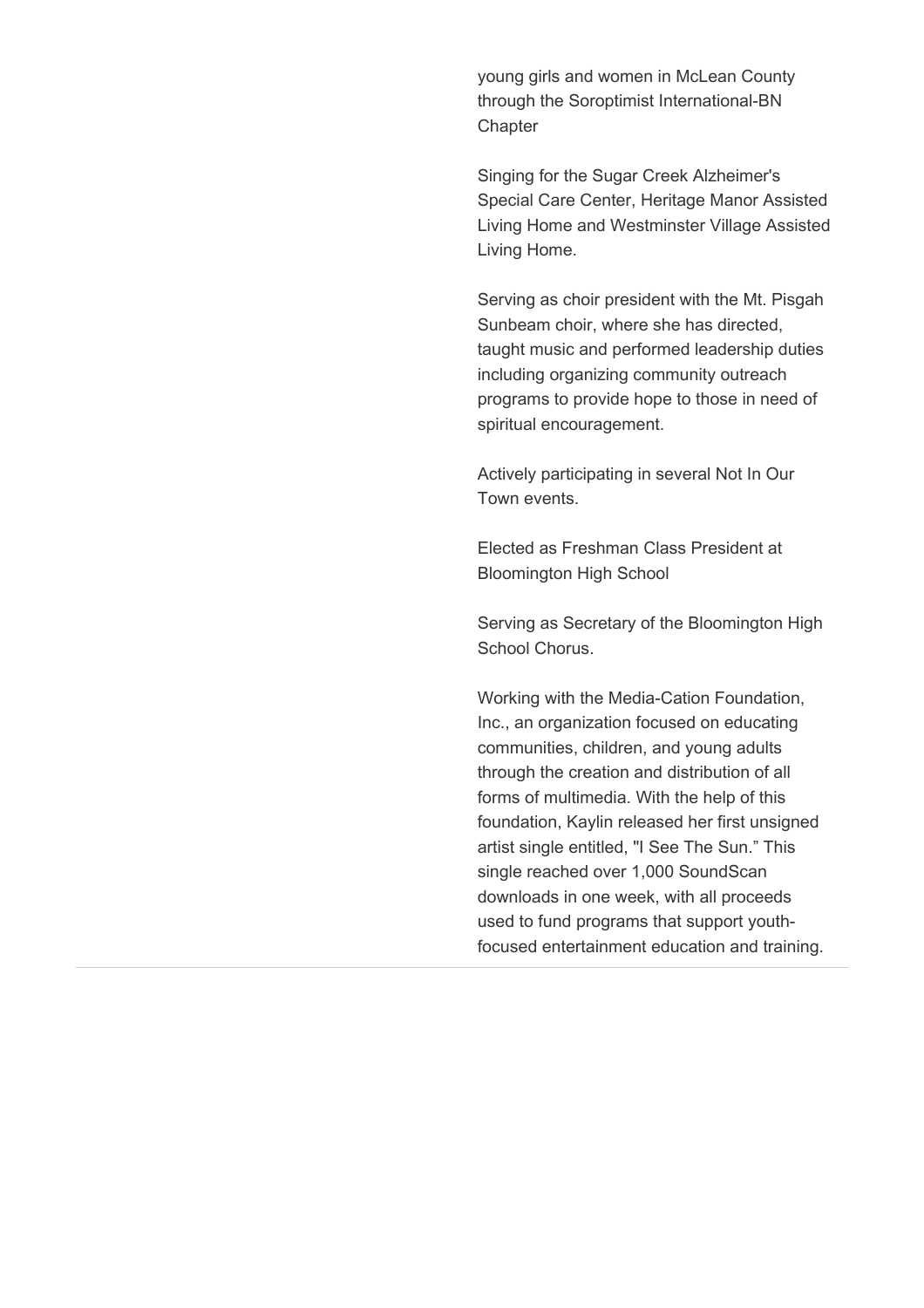young girls and women in McLean County through the Soroptimist International-BN Chapter

Singing for the Sugar Creek Alzheimer's Special Care Center, Heritage Manor Assisted Living Home and Westminster Village Assisted Living Home.

Serving as choir president with the Mt. Pisgah Sunbeam choir, where she has directed, taught music and performed leadership duties including organizing community outreach programs to provide hope to those in need of spiritual encouragement.

Actively participating in several Not In Our Town events.

Elected as Freshman Class President at Bloomington High School

Serving as Secretary of the Bloomington High School Chorus.

Working with the Media-Cation Foundation, Inc., an organization focused on educating communities, children, and young adults through the creation and distribution of all forms of multimedia. With the help of this foundation, Kaylin released her first unsigned artist single entitled, "I See The Sun." This single reached over 1,000 SoundScan downloads in one week, with all proceeds used to fund programs that support youth-focused entertainment education and training.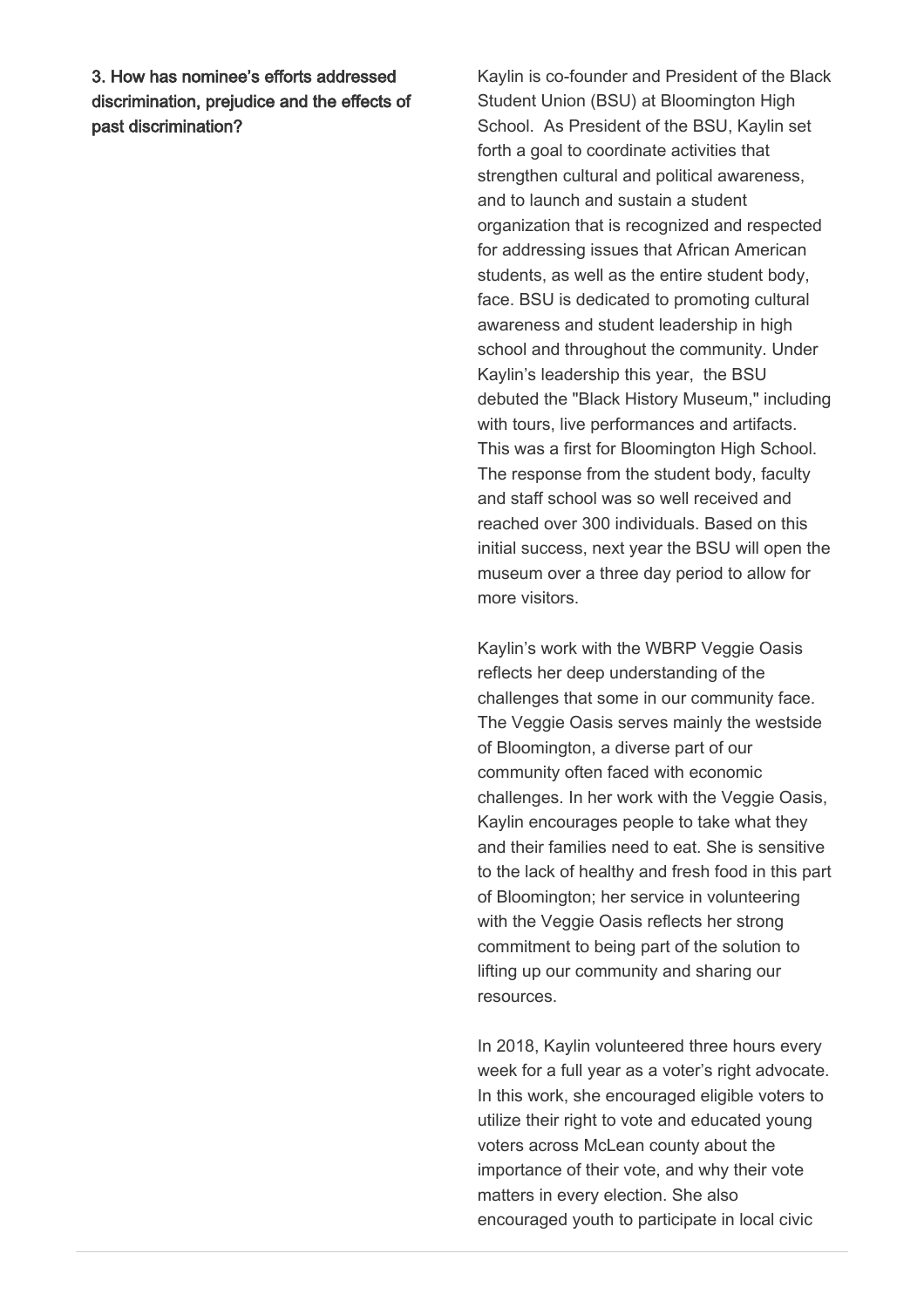**3. How has nominee's efforts addressed discrimination, prejudice and the effects of past discrimination?**

Kaylin is co-founder and President of the Black Student Union (BSU) at Bloomington High School. As President of the BSU, Kaylin set forth a goal to coordinate activities that strengthen cultural and political awareness, and to launch and sustain a student organization that is recognized and respected for addressing issues that African American students, as well as the entire student body, face. BSU is dedicated to promoting cultural awareness and student leadership in high school and throughout the community. Under Kaylin's leadership this year, the BSU debuted the "Black History Museum," including with tours, live performances and artifacts. This was a first for Bloomington High School. The response from the student body, faculty and staff school was so well received and reached over 300 individuals. Based on this initial success, next year the BSU will open the museum over a three day period to allow for more visitors.

Kaylin's work with the WBRP Veggie Oasis reflects her deep understanding of the challenges that some in our community face. The Veggie Oasis serves mainly the westside of Bloomington, a diverse part of our community often faced with economic challenges. In her work with the Veggie Oasis, Kaylin encourages people to take what they and their families need to eat. She is sensitive to the lack of healthy and fresh food in this part of Bloomington; her service in volunteering with the Veggie Oasis reflects her strong commitment to being part of the solution to lifting up our community and sharing our resources.

In 2018, Kaylin volunteered three hours every week for a full year as a voter's right advocate. In this work, she encouraged eligible voters to utilize their right to vote and educated young voters across McLean county about the importance of their vote, and why their vote matters in every election. She also encouraged youth to participate in local civic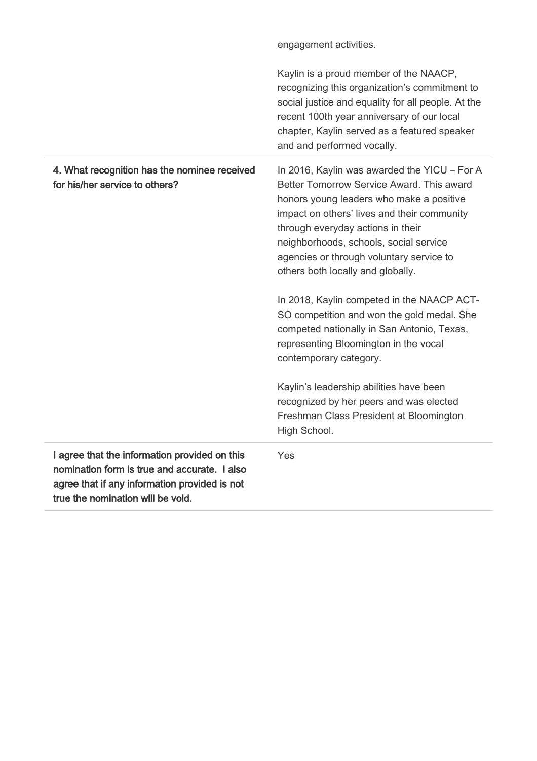| | |
|---|---|
| | engagement activities.<br><br>Kaylin is a proud member of the NAACP, recognizing this organization's commitment to social justice and equality for all people. At the recent 100th year anniversary of our local chapter, Kaylin served as a featured speaker and and performed vocally. |
| **4. What recognition has the nominee received for his/her service to others?** | In 2016, Kaylin was awarded the YICU – For A Better Tomorrow Service Award. This award honors young leaders who make a positive impact on others' lives and their community through everyday actions in their neighborhoods, schools, social service agencies or through voluntary service to others both locally and globally.<br><br>In 2018, Kaylin competed in the NAACP ACT-SO competition and won the gold medal. She competed nationally in San Antonio, Texas, representing Bloomington in the vocal contemporary category.<br><br>Kaylin's leadership abilities have been recognized by her peers and was elected Freshman Class President at Bloomington High School. |
| **I agree that the information provided on this nomination form is true and accurate. I also agree that if any information provided is not true the nomination will be void.** | Yes |